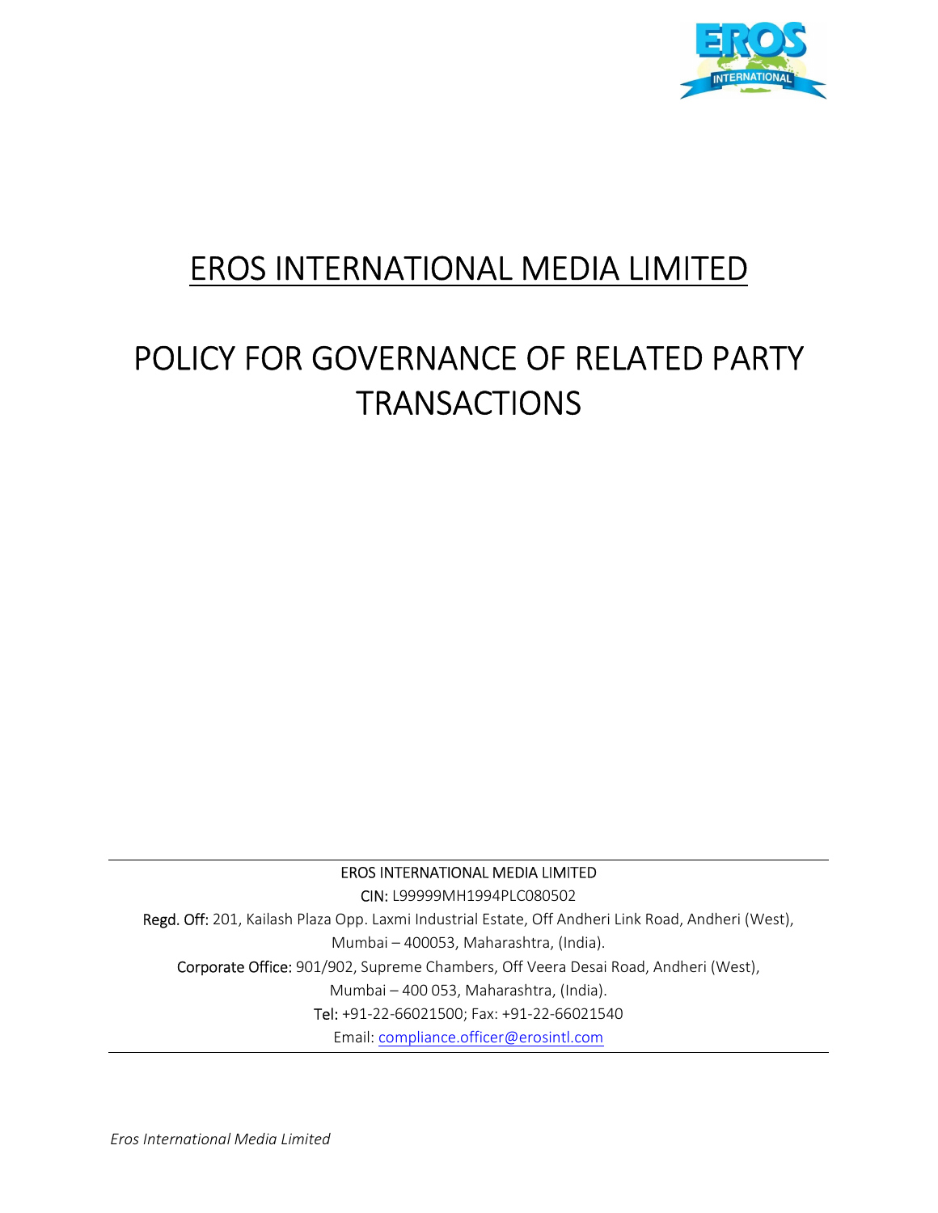# EROS INTERNATIONAL MEDIA LIMITED

# POLICY FOR GOVERNANCE OF RELATED PARTY TRANSACTIONS

EROS INTERNATIONAL MEDIA LIMITED

CIN: L99999MH1994PLC080502

Regd. Off: 201, Kailash Plaza Opp. Laxmi Industrial Estate, Off Andheri Link Road, Andheri (West), Mumbai – 400053, Maharashtra, (India).

Corporate Office: 901/902, Supreme Chambers, Off Veera Desai Road, Andheri (West), Mumbai – 400 053, Maharashtra, (India).

Tel: +91-22-66021500; Fax: +91-22-66021540

Email: compliance.officer@erosintl.com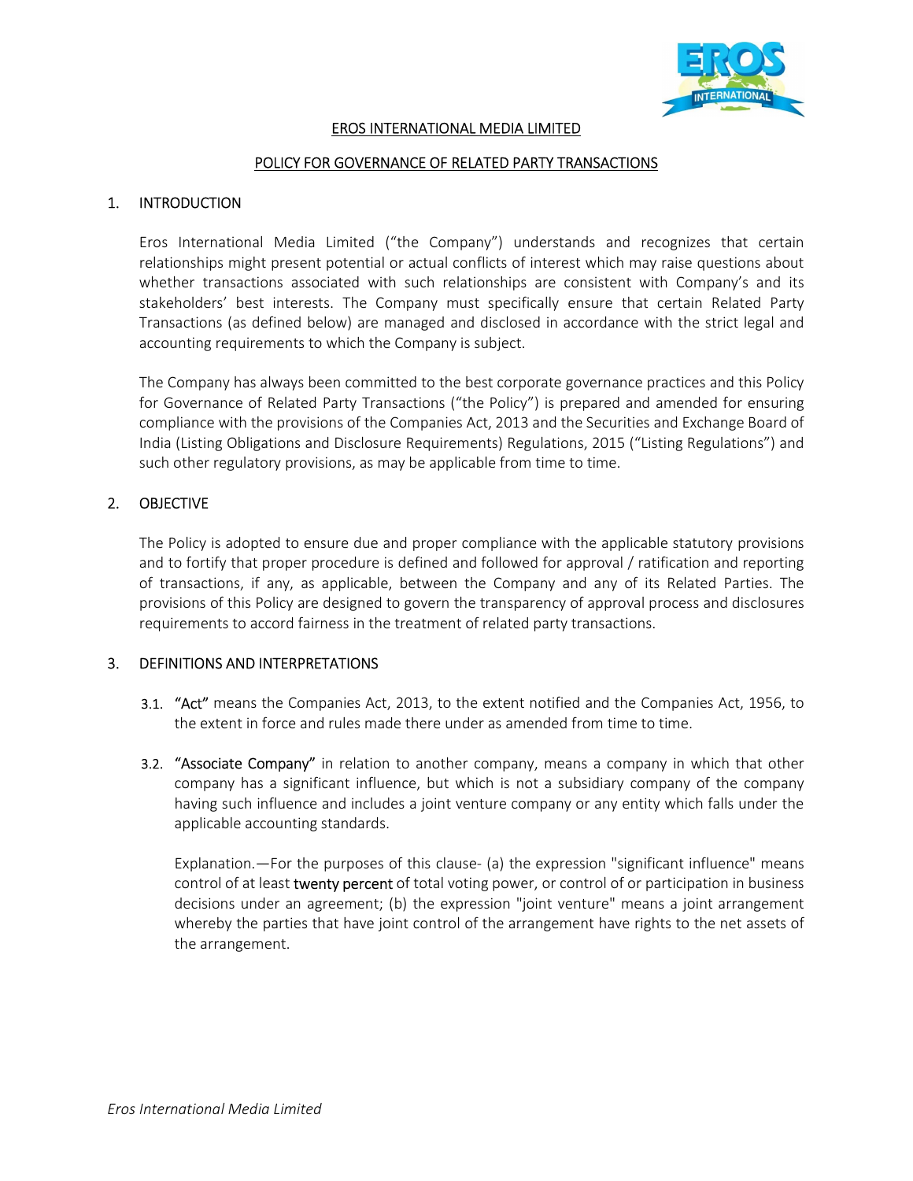# EROS INTERNATIONAL MEDIA LIMITED

## POLICY FOR GOVERNANCE OF RELATED PARTY TRANSACTIONS

## 1. INTRODUCTION

Eros International Media Limited ("the Company") understands and recognizes that certain relationships might present potential or actual conflicts of interest which may raise questions about whether transactions associated with such relationships are consistent with Company's and its stakeholders' best interests. The Company must specifically ensure that certain Related Party Transactions (as defined below) are managed and disclosed in accordance with the strict legal and accounting requirements to which the Company is subject.

The Company has always been committed to the best corporate governance practices and this Policy for Governance of Related Party Transactions ("the Policy") is prepared and amended for ensuring compliance with the provisions of the Companies Act, 2013 and the Securities and Exchange Board of India (Listing Obligations and Disclosure Requirements) Regulations, 2015 ("Listing Regulations") and such other regulatory provisions, as may be applicable from time to time.

## 2. OBJECTIVE

The Policy is adopted to ensure due and proper compliance with the applicable statutory provisions and to fortify that proper procedure is defined and followed for approval / ratification and reporting of transactions, if any, as applicable, between the Company and any of its Related Parties. The provisions of this Policy are designed to govern the transparency of approval process and disclosures requirements to accord fairness in the treatment of related party transactions.

## 3. DEFINITIONS AND INTERPRETATIONS

3.1. "Act" means the Companies Act, 2013, to the extent notified and the Companies Act, 1956, to the extent in force and rules made there under as amended from time to time.

3.2. "Associate Company" in relation to another company, means a company in which that other company has a significant influence, but which is not a subsidiary company of the company having such influence and includes a joint venture company or any entity which falls under the applicable accounting standards.

Explanation.—For the purposes of this clause- (a) the expression "significant influence" means control of at least twenty percent of total voting power, or control of or participation in business decisions under an agreement; (b) the expression "joint venture" means a joint arrangement whereby the parties that have joint control of the arrangement have rights to the net assets of the arrangement.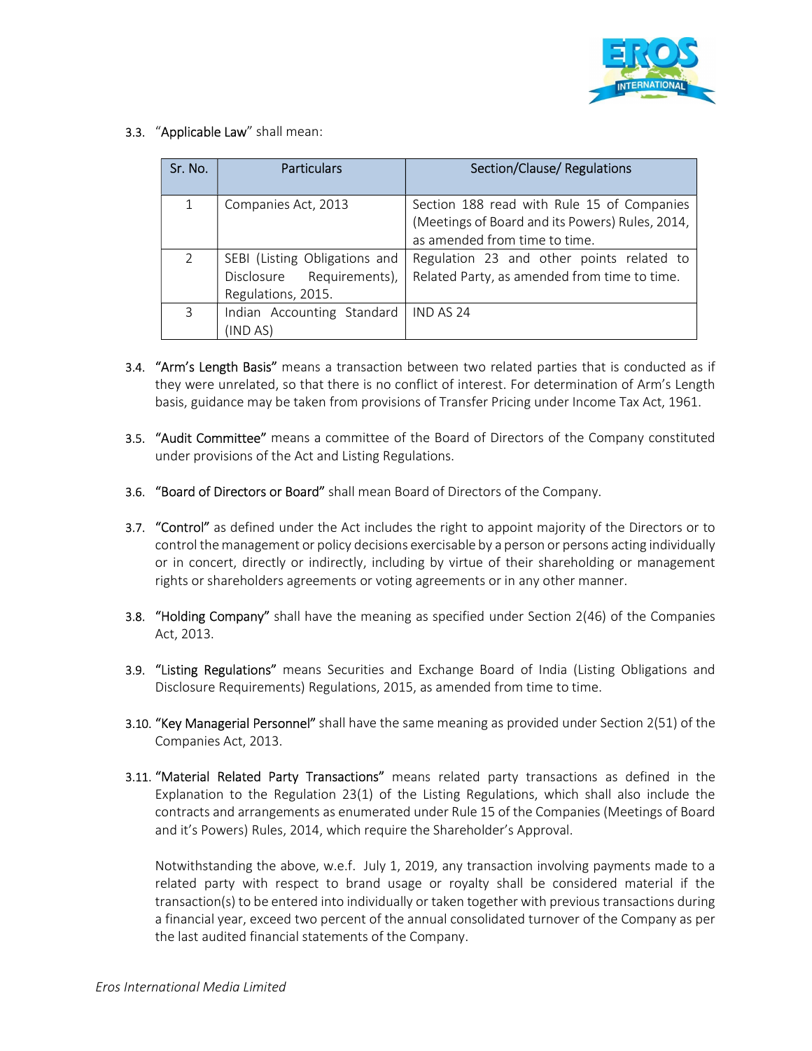3.3. "**Applicable Law**" shall mean:

| Sr. No. | Particulars | Section/Clause/ Regulations |
|---|---|---|
| 1 | Companies Act, 2013 | Section 188 read with Rule 15 of Companies (Meetings of Board and its Powers) Rules, 2014, as amended from time to time. |
| 2 | SEBI (Listing Obligations and Disclosure Requirements), Regulations, 2015. | Regulation 23 and other points related to Related Party, as amended from time to time. |
| 3 | Indian Accounting Standard (IND AS) | IND AS 24 |

3.4. "**Arm's Length Basis**" means a transaction between two related parties that is conducted as if they were unrelated, so that there is no conflict of interest. For determination of Arm's Length basis, guidance may be taken from provisions of Transfer Pricing under Income Tax Act, 1961.

3.5. "**Audit Committee**" means a committee of the Board of Directors of the Company constituted under provisions of the Act and Listing Regulations.

3.6. "**Board of Directors or Board**" shall mean Board of Directors of the Company.

3.7. "**Control**" as defined under the Act includes the right to appoint majority of the Directors or to control the management or policy decisions exercisable by a person or persons acting individually or in concert, directly or indirectly, including by virtue of their shareholding or management rights or shareholders agreements or voting agreements or in any other manner.

3.8. "**Holding Company**" shall have the meaning as specified under Section 2(46) of the Companies Act, 2013.

3.9. "**Listing Regulations**" means Securities and Exchange Board of India (Listing Obligations and Disclosure Requirements) Regulations, 2015, as amended from time to time.

3.10. "**Key Managerial Personnel**" shall have the same meaning as provided under Section 2(51) of the Companies Act, 2013.

3.11. "**Material Related Party Transactions**" means related party transactions as defined in the Explanation to the Regulation 23(1) of the Listing Regulations, which shall also include the contracts and arrangements as enumerated under Rule 15 of the Companies (Meetings of Board and it's Powers) Rules, 2014, which require the Shareholder's Approval.

Notwithstanding the above, w.e.f. July 1, 2019, any transaction involving payments made to a related party with respect to brand usage or royalty shall be considered material if the transaction(s) to be entered into individually or taken together with previous transactions during a financial year, exceed two percent of the annual consolidated turnover of the Company as per the last audited financial statements of the Company.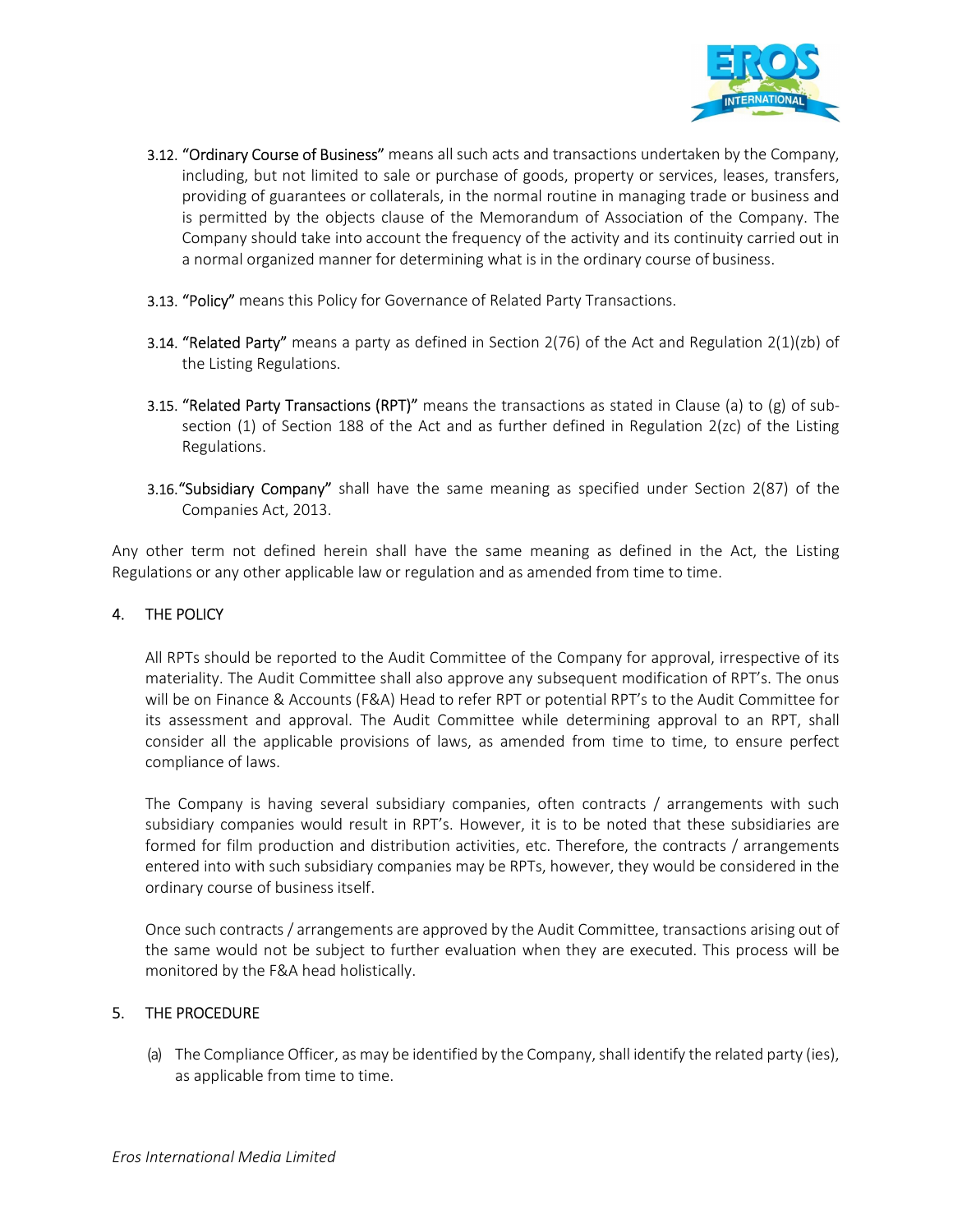3.12. **"Ordinary Course of Business"** means all such acts and transactions undertaken by the Company, including, but not limited to sale or purchase of goods, property or services, leases, transfers, providing of guarantees or collaterals, in the normal routine in managing trade or business and is permitted by the objects clause of the Memorandum of Association of the Company. The Company should take into account the frequency of the activity and its continuity carried out in a normal organized manner for determining what is in the ordinary course of business.

3.13. **"Policy"** means this Policy for Governance of Related Party Transactions.

3.14. **"Related Party"** means a party as defined in Section 2(76) of the Act and Regulation 2(1)(zb) of the Listing Regulations.

3.15. **"Related Party Transactions (RPT)"** means the transactions as stated in Clause (a) to (g) of sub-section (1) of Section 188 of the Act and as further defined in Regulation 2(zc) of the Listing Regulations.

3.16. **"Subsidiary Company"** shall have the same meaning as specified under Section 2(87) of the Companies Act, 2013.

Any other term not defined herein shall have the same meaning as defined in the Act, the Listing Regulations or any other applicable law or regulation and as amended from time to time.

## 4. THE POLICY

All RPTs should be reported to the Audit Committee of the Company for approval, irrespective of its materiality. The Audit Committee shall also approve any subsequent modification of RPT's. The onus will be on Finance & Accounts (F&A) Head to refer RPT or potential RPT's to the Audit Committee for its assessment and approval. The Audit Committee while determining approval to an RPT, shall consider all the applicable provisions of laws, as amended from time to time, to ensure perfect compliance of laws.

The Company is having several subsidiary companies, often contracts / arrangements with such subsidiary companies would result in RPT's. However, it is to be noted that these subsidiaries are formed for film production and distribution activities, etc. Therefore, the contracts / arrangements entered into with such subsidiary companies may be RPTs, however, they would be considered in the ordinary course of business itself.

Once such contracts / arrangements are approved by the Audit Committee, transactions arising out of the same would not be subject to further evaluation when they are executed. This process will be monitored by the F&A head holistically.

## 5. THE PROCEDURE

(a) The Compliance Officer, as may be identified by the Company, shall identify the related party (ies), as applicable from time to time.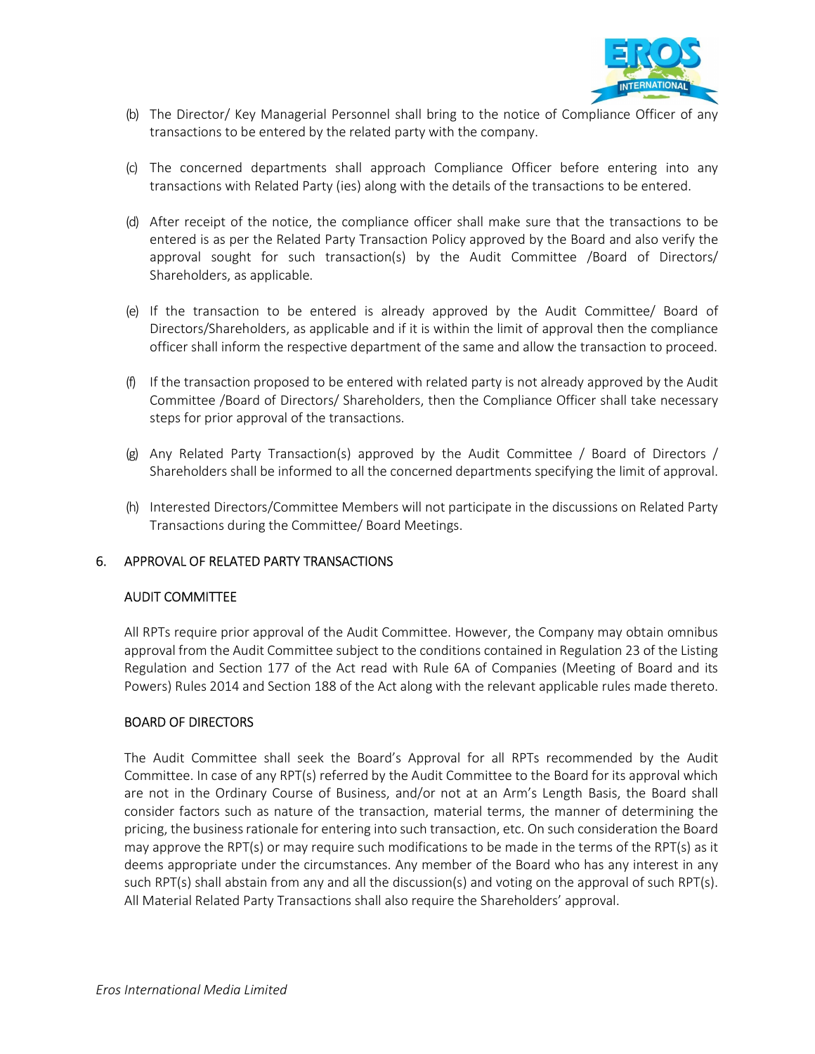(b) The Director/ Key Managerial Personnel shall bring to the notice of Compliance Officer of any transactions to be entered by the related party with the company.

(c) The concerned departments shall approach Compliance Officer before entering into any transactions with Related Party (ies) along with the details of the transactions to be entered.

(d) After receipt of the notice, the compliance officer shall make sure that the transactions to be entered is as per the Related Party Transaction Policy approved by the Board and also verify the approval sought for such transaction(s) by the Audit Committee /Board of Directors/ Shareholders, as applicable.

(e) If the transaction to be entered is already approved by the Audit Committee/ Board of Directors/Shareholders, as applicable and if it is within the limit of approval then the compliance officer shall inform the respective department of the same and allow the transaction to proceed.

(f) If the transaction proposed to be entered with related party is not already approved by the Audit Committee /Board of Directors/ Shareholders, then the Compliance Officer shall take necessary steps for prior approval of the transactions.

(g) Any Related Party Transaction(s) approved by the Audit Committee / Board of Directors / Shareholders shall be informed to all the concerned departments specifying the limit of approval.

(h) Interested Directors/Committee Members will not participate in the discussions on Related Party Transactions during the Committee/ Board Meetings.

## 6. APPROVAL OF RELATED PARTY TRANSACTIONS

### AUDIT COMMITTEE

All RPTs require prior approval of the Audit Committee. However, the Company may obtain omnibus approval from the Audit Committee subject to the conditions contained in Regulation 23 of the Listing Regulation and Section 177 of the Act read with Rule 6A of Companies (Meeting of Board and its Powers) Rules 2014 and Section 188 of the Act along with the relevant applicable rules made thereto.

### BOARD OF DIRECTORS

The Audit Committee shall seek the Board's Approval for all RPTs recommended by the Audit Committee. In case of any RPT(s) referred by the Audit Committee to the Board for its approval which are not in the Ordinary Course of Business, and/or not at an Arm's Length Basis, the Board shall consider factors such as nature of the transaction, material terms, the manner of determining the pricing, the business rationale for entering into such transaction, etc. On such consideration the Board may approve the RPT(s) or may require such modifications to be made in the terms of the RPT(s) as it deems appropriate under the circumstances. Any member of the Board who has any interest in any such RPT(s) shall abstain from any and all the discussion(s) and voting on the approval of such RPT(s). All Material Related Party Transactions shall also require the Shareholders' approval.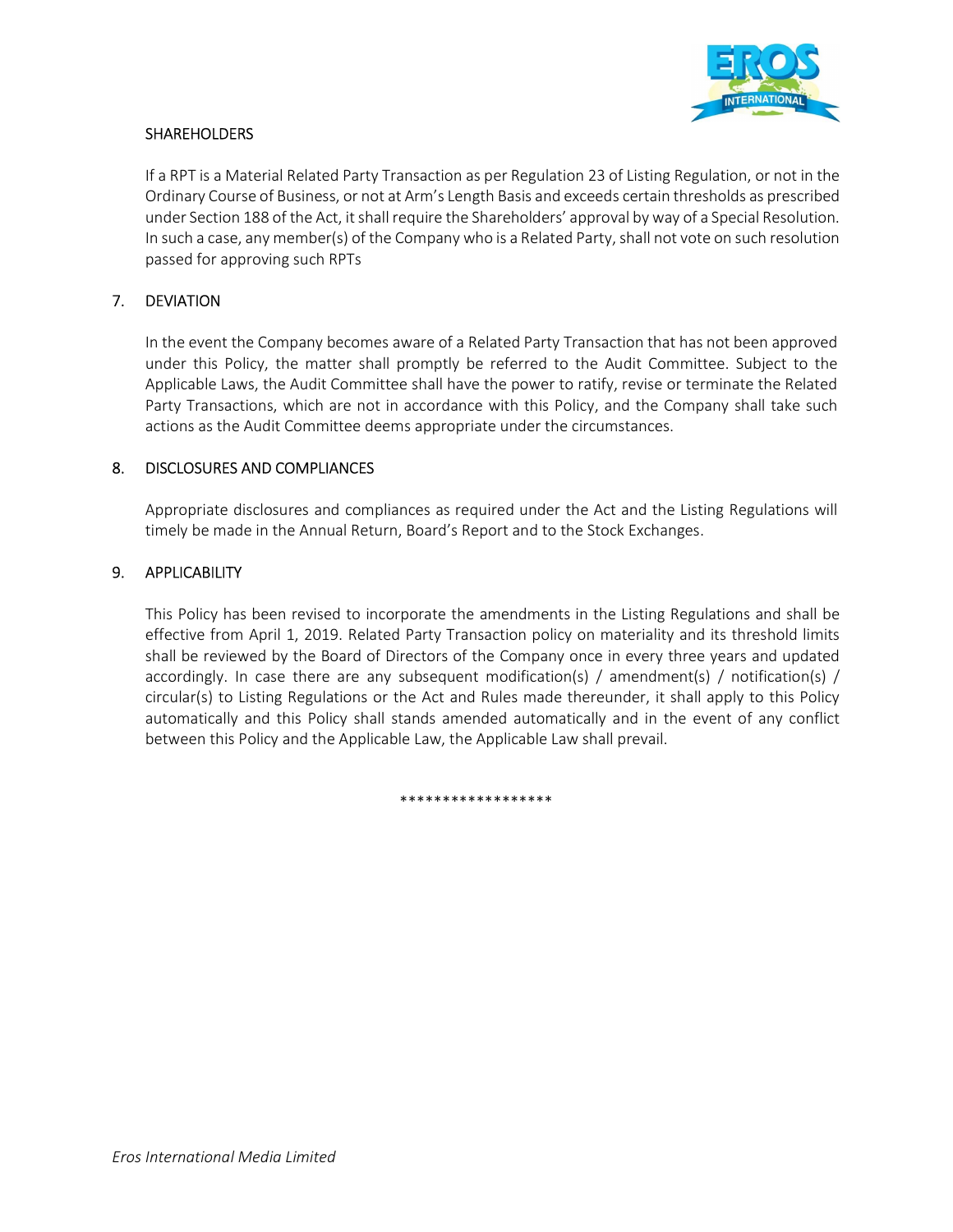SHAREHOLDERS

If a RPT is a Material Related Party Transaction as per Regulation 23 of Listing Regulation, or not in the Ordinary Course of Business, or not at Arm's Length Basis and exceeds certain thresholds as prescribed under Section 188 of the Act, it shall require the Shareholders' approval by way of a Special Resolution. In such a case, any member(s) of the Company who is a Related Party, shall not vote on such resolution passed for approving such RPTs

## 7. DEVIATION

In the event the Company becomes aware of a Related Party Transaction that has not been approved under this Policy, the matter shall promptly be referred to the Audit Committee. Subject to the Applicable Laws, the Audit Committee shall have the power to ratify, revise or terminate the Related Party Transactions, which are not in accordance with this Policy, and the Company shall take such actions as the Audit Committee deems appropriate under the circumstances.

## 8. DISCLOSURES AND COMPLIANCES

Appropriate disclosures and compliances as required under the Act and the Listing Regulations will timely be made in the Annual Return, Board's Report and to the Stock Exchanges.

## 9. APPLICABILITY

This Policy has been revised to incorporate the amendments in the Listing Regulations and shall be effective from April 1, 2019. Related Party Transaction policy on materiality and its threshold limits shall be reviewed by the Board of Directors of the Company once in every three years and updated accordingly. In case there are any subsequent modification(s) / amendment(s) / notification(s) / circular(s) to Listing Regulations or the Act and Rules made thereunder, it shall apply to this Policy automatically and this Policy shall stands amended automatically and in the event of any conflict between this Policy and the Applicable Law, the Applicable Law shall prevail.

******************